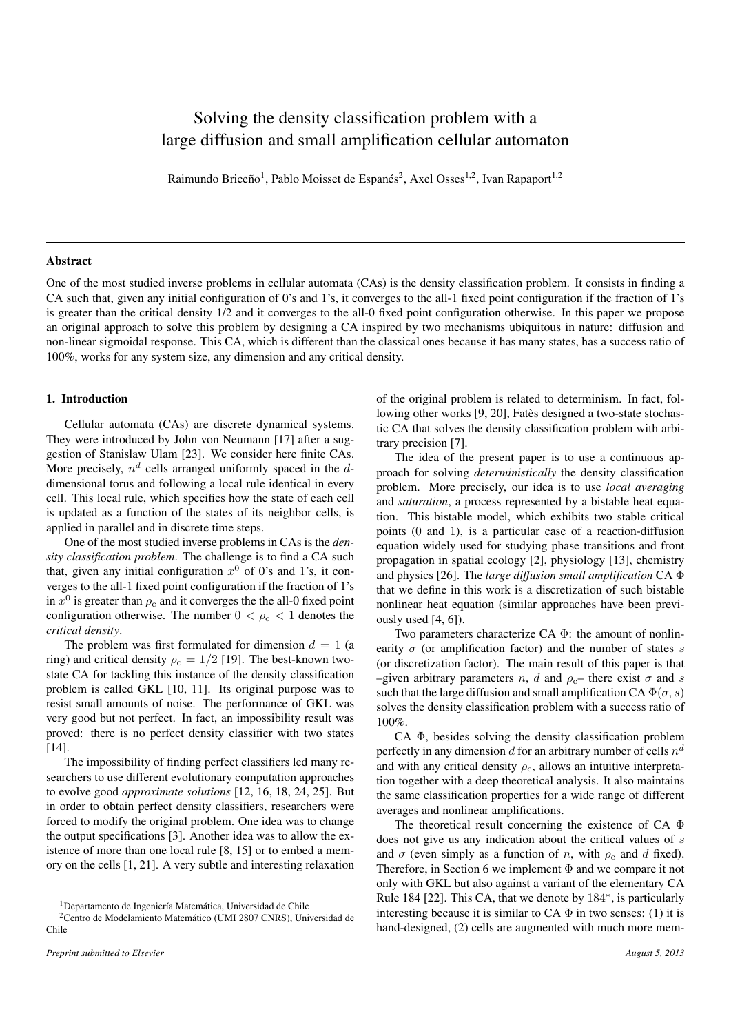# Solving the density classification problem with a large diffusion and small amplification cellular automaton

Raimundo Briceño[1], Pablo Moisset de Espanés[2], Axel Osses[1,2], Ivan Rapaport[1,2]

### Abstract

One of the most studied inverse problems in cellular automata (CAs) is the density classification problem. It consists in finding a CA such that, given any initial configuration of 0's and 1's, it converges to the all-1 fixed point configuration if the fraction of 1's is greater than the critical density 1/2 and it converges to the all-0 fixed point configuration otherwise. In this paper we propose an original approach to solve this problem by designing a CA inspired by two mechanisms ubiquitous in nature: diffusion and non-linear sigmoidal response. This CA, which is different than the classical ones because it has many states, has a success ratio of 100%, works for any system size, any dimension and any critical density.

## 1. Introduction

Cellular automata (CAs) are discrete dynamical systems. They were introduced by John von Neumann [17] after a suggestion of Stanislaw Ulam [23]. We consider here finite CAs. More precisely, $n^d$ cells arranged uniformly spaced in the $d$-dimensional torus and following a local rule identical in every cell. This local rule, which specifies how the state of each cell is updated as a function of the states of its neighbor cells, is applied in parallel and in discrete time steps.

One of the most studied inverse problems in CAs is the *density classification problem*. The challenge is to find a CA such that, given any initial configuration $x^0$ of 0's and 1's, it converges to the all-1 fixed point configuration if the fraction of 1's in $x^0$ is greater than $\rho_c$ and it converges the the all-0 fixed point configuration otherwise. The number $0 < \rho_c < 1$ denotes the *critical density*.

The problem was first formulated for dimension $d = 1$ (a ring) and critical density $\rho_c = 1/2$ [19]. The best-known two-state CA for tackling this instance of the density classification problem is called GKL [10, 11]. Its original purpose was to resist small amounts of noise. The performance of GKL was very good but not perfect. In fact, an impossibility result was proved: there is no perfect density classifier with two states [14].

The impossibility of finding perfect classifiers led many researchers to use different evolutionary computation approaches to evolve good *approximate solutions* [12, 16, 18, 24, 25]. But in order to obtain perfect density classifiers, researchers were forced to modify the original problem. One idea was to change the output specifications [3]. Another idea was to allow the existence of more than one local rule [8, 15] or to embed a memory on the cells [1, 21]. A very subtle and interesting relaxation of the original problem is related to determinism. In fact, following other works [9, 20], Fatès designed a two-state stochastic CA that solves the density classification problem with arbitrary precision [7].

The idea of the present paper is to use a continuous approach for solving *deterministically* the density classification problem. More precisely, our idea is to use *local averaging* and *saturation*, a process represented by a bistable heat equation. This bistable model, which exhibits two stable critical points (0 and 1), is a particular case of a reaction-diffusion equation widely used for studying phase transitions and front propagation in spatial ecology [2], physiology [13], chemistry and physics [26]. The *large diffusion small amplification* CA $\Phi$ that we define in this work is a discretization of such bistable nonlinear heat equation (similar approaches have been previously used [4, 6]).

Two parameters characterize CA $\Phi$: the amount of nonlinearity $\sigma$ (or amplification factor) and the number of states $s$ (or discretization factor). The main result of this paper is that –given arbitrary parameters $n$, $d$ and $\rho_c$– there exist $\sigma$ and $s$ such that the large diffusion and small amplification CA $\Phi(\sigma, s)$ solves the density classification problem with a success ratio of 100%.

CA $\Phi$, besides solving the density classification problem perfectly in any dimension $d$ for an arbitrary number of cells $n^d$ and with any critical density $\rho_c$, allows an intuitive interpretation together with a deep theoretical analysis. It also maintains the same classification properties for a wide range of different averages and nonlinear amplifications.

The theoretical result concerning the existence of CA $\Phi$ does not give us any indication about the critical values of $s$ and $\sigma$ (even simply as a function of $n$, with $\rho_c$ and $d$ fixed). Therefore, in Section 6 we implement $\Phi$ and we compare it not only with GKL but also against a variant of the elementary CA Rule 184 [22]. This CA, that we denote by $184^*$, is particularly interesting because it is similar to CA $\Phi$ in two senses: (1) it is hand-designed, (2) cells are augmented with much more mem-

[1] Departamento de Ingeniería Matemática, Universidad de Chile

[2] Centro de Modelamiento Matemático (UMI 2807 CNRS), Universidad de Chile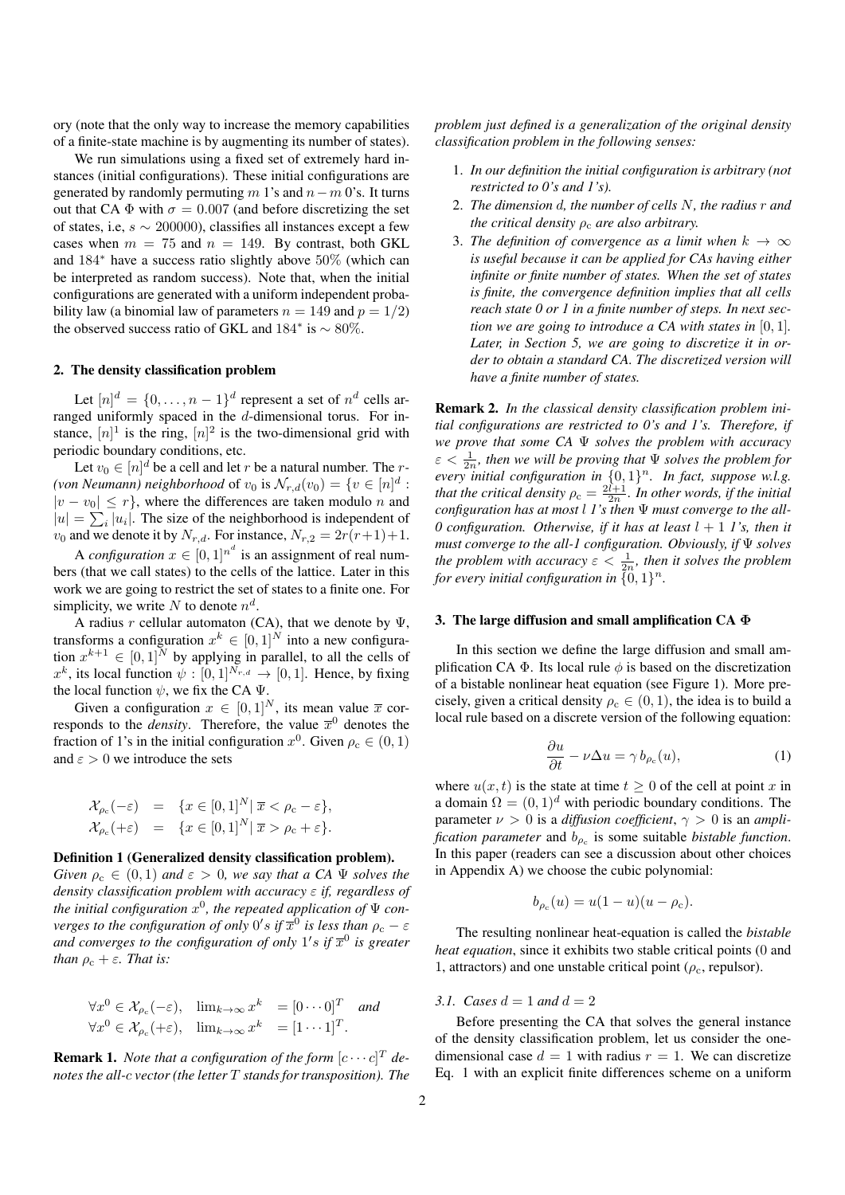ory (note that the only way to increase the memory capabilities of a finite-state machine is by augmenting its number of states).

We run simulations using a fixed set of extremely hard instances (initial configurations). These initial configurations are generated by randomly permuting $m$ 1's and $n-m$ 0's. It turns out that CA $\Phi$ with $\sigma = 0.007$ (and before discretizing the set of states, i.e, $s \sim 200000$), classifies all instances except a few cases when $m = 75$ and $n = 149$. By contrast, both GKL and $184^*$ have a success ratio slightly above $50\%$ (which can be interpreted as random success). Note that, when the initial configurations are generated with a uniform independent probability law (a binomial law of parameters $n = 149$ and $p = 1/2$) the observed success ratio of GKL and $184^*$ is $\sim 80\%$.

## 2. The density classification problem

Let $[n]^d = \{0, \ldots, n-1\}^d$ represent a set of $n^d$ cells arranged uniformly spaced in the $d$-dimensional torus. For instance, $[n]^1$ is the ring, $[n]^2$ is the two-dimensional grid with periodic boundary conditions, etc.

Let $v_0 \in [n]^d$ be a cell and let $r$ be a natural number. The *$r$-(von Neumann) neighborhood* of $v_0$ is $\mathcal{N}_{r,d}(v_0) = \{v \in [n]^d : |v - v_0| \leq r\}$, where the differences are taken modulo $n$ and $|u| = \sum_i |u_i|$. The size of the neighborhood is independent of $v_0$ and we denote it by $N_{r,d}$. For instance, $N_{r,2} = 2r(r+1)+1$.

A *configuration* $x \in [0,1]^{n^d}$ is an assignment of real numbers (that we call states) to the cells of the lattice. Later in this work we are going to restrict the set of states to a finite one. For simplicity, we write $N$ to denote $n^d$.

A radius $r$ cellular automaton (CA), that we denote by $\Psi$, transforms a configuration $x^k \in [0,1]^N$ into a new configuration $x^{k+1} \in [0,1]^N$ by applying in parallel, to all the cells of $x^k$, its local function $\psi : [0,1]^{N_{r,d}} \to [0,1]$. Hence, by fixing the local function $\psi$, we fix the CA $\Psi$.

Given a configuration $x \in [0,1]^N$, its mean value $\overline{x}$ corresponds to the *density*. Therefore, the value $\overline{x}^0$ denotes the fraction of 1's in the initial configuration $x^0$. Given $\rho_c \in (0,1)$ and $\varepsilon > 0$ we introduce the sets

$$
\begin{aligned}
\mathcal{X}_{\rho_c}(-\varepsilon) &= \{x \in [0,1]^N | \, \overline{x} < \rho_c - \varepsilon\}, \\
\mathcal{X}_{\rho_c}(+\varepsilon) &= \{x \in [0,1]^N | \, \overline{x} > \rho_c + \varepsilon\}.
\end{aligned}
$$

**Definition 1 (Generalized density classification problem).** *Given $\rho_c \in (0,1)$ and $\varepsilon > 0$, we say that a CA $\Psi$ solves the density classification problem with accuracy $\varepsilon$ if, regardless of the initial configuration $x^0$, the repeated application of $\Psi$ converges to the configuration of only $0'$s if $\overline{x}^0$ is less than $\rho_c - \varepsilon$ and converges to the configuration of only $1'$s if $\overline{x}^0$ is greater than $\rho_c + \varepsilon$. That is:*

$$
\begin{aligned}
\forall x^0 \in \mathcal{X}_{\rho_c}(-\varepsilon), \quad \lim_{k\to\infty} x^k &= [0 \cdots 0]^T \quad \text{and} \\
\forall x^0 \in \mathcal{X}_{\rho_c}(+\varepsilon), \quad \lim_{k\to\infty} x^k &= [1 \cdots 1]^T.
\end{aligned}
$$

**Remark 1.** *Note that a configuration of the form $[c \cdots c]^T$ denotes the all-$c$ vector (the letter $T$ stands for transposition). The problem just defined is a generalization of the original density classification problem in the following senses:*

1. *In our definition the initial configuration is arbitrary (not restricted to 0's and 1's).*
2. *The dimension $d$, the number of cells $N$, the radius $r$ and the critical density $\rho_c$ are also arbitrary.*
3. *The definition of convergence as a limit when $k \to \infty$ is useful because it can be applied for CAs having either infinite or finite number of states. When the set of states is finite, the convergence definition implies that all cells reach state 0 or 1 in a finite number of steps. In next section we are going to introduce a CA with states in $[0,1]$. Later, in Section 5, we are going to discretize it in order to obtain a standard CA. The discretized version will have a finite number of states.*

**Remark 2.** *In the classical density classification problem initial configurations are restricted to 0's and 1's. Therefore, if we prove that some CA $\Psi$ solves the problem with accuracy $\varepsilon < \frac{1}{2n}$, then we will be proving that $\Psi$ solves the problem for every initial configuration in $\{0,1\}^n$. In fact, suppose w.l.g. that the critical density $\rho_c = \frac{2l+1}{2n}$. In other words, if the initial configuration has at most $l$ 1's then $\Psi$ must converge to the all-0 configuration. Otherwise, if it has at least $l+1$ 1's, then it must converge to the all-1 configuration. Obviously, if $\Psi$ solves the problem with accuracy $\varepsilon < \frac{1}{2n}$, then it solves the problem for every initial configuration in $\{0,1\}^n$.*

## 3. The large diffusion and small amplification CA $\Phi$

In this section we define the large diffusion and small amplification CA $\Phi$. Its local rule $\phi$ is based on the discretization of a bistable nonlinear heat equation (see Figure 1). More precisely, given a critical density $\rho_c \in (0,1)$, the idea is to build a local rule based on a discrete version of the following equation:

$$
\frac{\partial u}{\partial t} - \nu \Delta u = \gamma \, b_{\rho_c}(u), \tag{1}
$$

where $u(x,t)$ is the state at time $t \geq 0$ of the cell at point $x$ in a domain $\Omega = (0,1)^d$ with periodic boundary conditions. The parameter $\nu > 0$ is a *diffusion coefficient*, $\gamma > 0$ is an *amplification parameter* and $b_{\rho_c}$ is some suitable *bistable function*. In this paper (readers can see a discussion about other choices in Appendix A) we choose the cubic polynomial:

$$
b_{\rho_c}(u) = u(1-u)(u - \rho_c).
$$

The resulting nonlinear heat-equation is called the *bistable heat equation*, since it exhibits two stable critical points (0 and 1, attractors) and one unstable critical point ($\rho_c$, repulsor).

### 3.1. Cases $d = 1$ and $d = 2$

Before presenting the CA that solves the general instance of the density classification problem, let us consider the one-dimensional case $d = 1$ with radius $r = 1$. We can discretize Eq. 1 with an explicit finite differences scheme on a uniform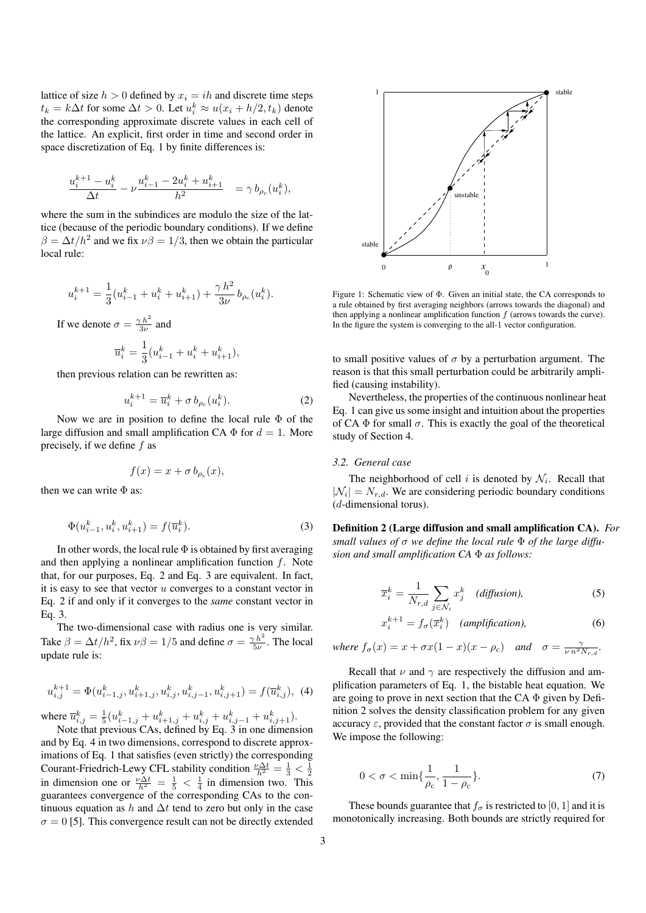lattice of size $h > 0$ defined by $x_i = ih$ and discrete time steps $t_k = k\Delta t$ for some $\Delta t > 0$. Let $u_i^k \approx u(x_i + h/2, t_k)$ denote the corresponding approximate discrete values in each cell of the lattice. An explicit, first order in time and second order in space discretization of Eq. 1 by finite differences is:

$$\frac{u_i^{k+1} - u_i^k}{\Delta t} - \nu \frac{u_{i-1}^k - 2u_i^k + u_{i+1}^k}{h^2} \quad = \gamma \, b_{\rho_c}(u_i^k),$$

where the sum in the subindices are modulo the size of the lattice (because of the periodic boundary conditions). If we define $\beta = \Delta t / h^2$ and we fix $\nu\beta = 1/3$, then we obtain the particular local rule:

$$u_i^{k+1} = \frac{1}{3}(u_{i-1}^k + u_i^k + u_{i+1}^k) + \frac{\gamma \, h^2}{3\nu} \, b_{\rho_c}(u_i^k).$$

If we denote $\sigma = \frac{\gamma \, h^2}{3\nu}$ and

$$\overline{u}_i^k = \frac{1}{3}(u_{i-1}^k + u_i^k + u_{i+1}^k),$$

then previous relation can be rewritten as:

$$u_i^{k+1} = \overline{u}_i^k + \sigma \, b_{\rho_c}(u_i^k). \tag{2}$$

Now we are in position to define the local rule $\Phi$ of the large diffusion and small amplification CA $\Phi$ for $d = 1$. More precisely, if we define $f$ as

$$f(x) = x + \sigma \, b_{\rho_c}(x),$$

then we can write $\Phi$ as:

$$\Phi(u_{i-1}^k, u_i^k, u_{i+1}^k) = f(\overline{u}_i^k). \tag{3}$$

In other words, the local rule $\Phi$ is obtained by first averaging and then applying a nonlinear amplification function $f$. Note that, for our purposes, Eq. 2 and Eq. 3 are equivalent. In fact, it is easy to see that vector $u$ converges to a constant vector in Eq. 2 if and only if it converges to the *same* constant vector in Eq. 3.

The two-dimensional case with radius one is very similar. Take $\beta = \Delta t / h^2$, fix $\nu\beta = 1/5$ and define $\sigma = \frac{\gamma \, h^2}{5\nu}$. The local update rule is:

$$u_{i,j}^{k+1} = \Phi(u_{i-1,j}^k, u_{i+1,j}^k, u_{i,j}^k, u_{i,j-1}^k, u_{i,j+1}^k) = f(\overline{u}_{i,j}^k), \tag{4}$$

where $\overline{u}_{i,j}^k = \frac{1}{5}(u_{i-1,j}^k + u_{i+1,j}^k + u_{i,j}^k + u_{i,j-1}^k + u_{i,j+1}^k)$.

Note that previous CAs, defined by Eq. 3 in one dimension and by Eq. 4 in two dimensions, correspond to discrete approximations of Eq. 1 that satisfies (even strictly) the corresponding Courant-Friedrich-Lewy CFL stability condition $\frac{\nu\Delta t}{h^2} = \frac{1}{3} < \frac{1}{2}$ in dimension one or $\frac{\nu\Delta t}{h^2} = \frac{1}{5} < \frac{1}{4}$ in dimension two. This guarantees convergence of the corresponding CAs to the continuous equation as $h$ and $\Delta t$ tend to zero but only in the case $\sigma = 0$ [5]. This convergence result can not be directly extended to small positive values of $\sigma$ by a perturbation argument. The reason is that this small perturbation could be arbitrarily amplified (causing instability).

Figure 1: Schematic view of $\Phi$. Given an initial state, the CA corresponds to a rule obtained by first averaging neighbors (arrows towards the diagonal) and then applying a nonlinear amplification function $f$ (arrows towards the curve). In the figure the system is converging to the all-1 vector configuration.

Nevertheless, the properties of the continuous nonlinear heat Eq. 1 can give us some insight and intuition about the properties of CA $\Phi$ for small $\sigma$. This is exactly the goal of the theoretical study of Section 4.

### 3.2. General case

The neighborhood of cell $i$ is denoted by $\mathcal{N}_i$. Recall that $|\mathcal{N}_i| = N_{r,d}$. We are considering periodic boundary conditions ($d$-dimensional torus).

**Definition 2 (Large diffusion and small amplification CA).** *For small values of $\sigma$ we define the local rule $\Phi$ of the large diffusion and small amplification CA $\Phi$ as follows:*

$$\overline{x}_i^k = \frac{1}{N_{r,d}} \sum_{j \in \mathcal{N}_i} x_j^k \quad \textit{(diffusion)}, \tag{5}$$

$$x_i^{k+1} = f_\sigma(\overline{x}_i^k) \quad \textit{(amplification)}, \tag{6}$$

*where $f_\sigma(x) = x + \sigma x(1-x)(x - \rho_c)$ and $\sigma = \frac{\gamma}{\nu \, n^2 N_{r,d}}$.*

Recall that $\nu$ and $\gamma$ are respectively the diffusion and amplification parameters of Eq. 1, the bistable heat equation. We are going to prove in next section that the CA $\Phi$ given by Definition 2 solves the density classification problem for any given accuracy $\varepsilon$, provided that the constant factor $\sigma$ is small enough. We impose the following:

$$0 < \sigma < \min\{\frac{1}{\rho_c}, \frac{1}{1-\rho_c}\}. \tag{7}$$

These bounds guarantee that $f_\sigma$ is restricted to $[0, 1]$ and it is monotonically increasing. Both bounds are strictly required for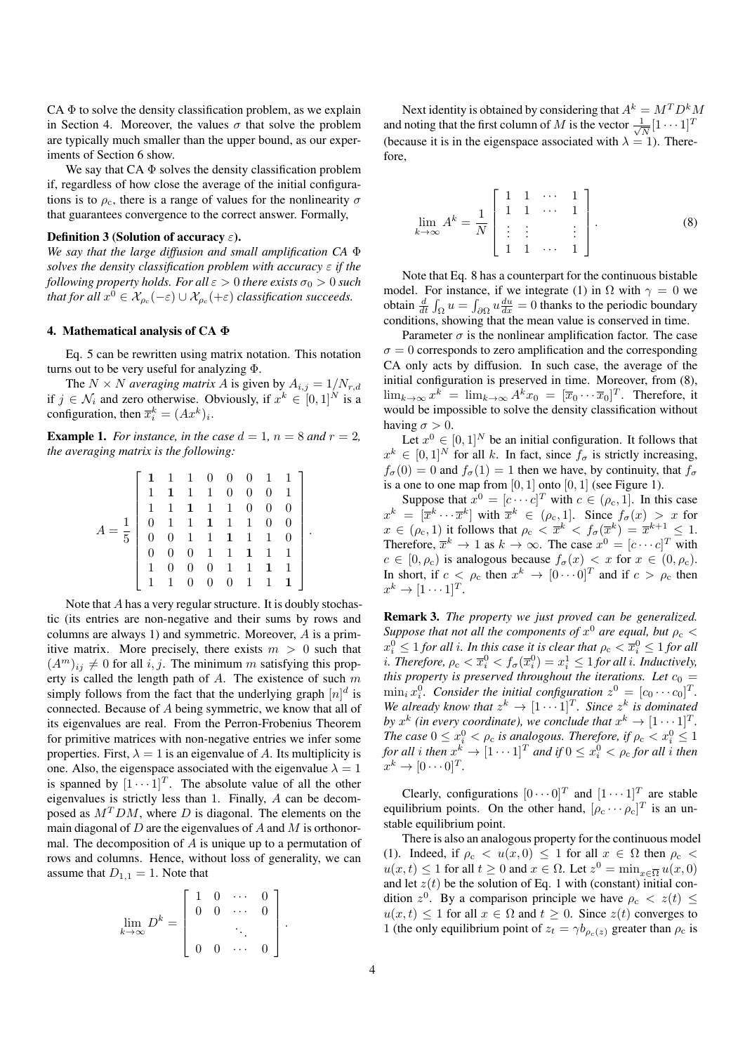CA $\Phi$ to solve the density classification problem, as we explain in Section 4. Moreover, the values $\sigma$ that solve the problem are typically much smaller than the upper bound, as our experiments of Section 6 show.

We say that CA $\Phi$ solves the density classification problem if, regardless of how close the average of the initial configurations is to $\rho_c$, there is a range of values for the nonlinearity $\sigma$ that guarantees convergence to the correct answer. Formally,

**Definition 3 (Solution of accuracy $\varepsilon$).** *We say that the large diffusion and small amplification CA $\Phi$ solves the density classification problem with accuracy $\varepsilon$ if the following property holds. For all $\varepsilon > 0$ there exists $\sigma_0 > 0$ such that for all $x^0 \in \mathcal{X}_{\rho_c}(-\varepsilon) \cup \mathcal{X}_{\rho_c}(+\varepsilon)$ classification succeeds.*

## 4. Mathematical analysis of CA $\Phi$

Eq. 5 can be rewritten using matrix notation. This notation turns out to be very useful for analyzing $\Phi$.

The $N \times N$ *averaging matrix* $A$ is given by $A_{i,j} = 1/N_{r,d}$ if $j \in \mathcal{N}_i$ and zero otherwise. Obviously, if $x^k \in [0,1]^N$ is a configuration, then $\overline{x}_i^k = (Ax^k)_i$.

**Example 1.** *For instance, in the case $d = 1$, $n = 8$ and $r = 2$, the averaging matrix is the following:*

$$A = \frac{1}{5}\begin{bmatrix} \mathbf{1} & 1 & 1 & 0 & 0 & 0 & 1 & 1 \\ 1 & \mathbf{1} & 1 & 1 & 0 & 0 & 0 & 1 \\ 1 & 1 & \mathbf{1} & 1 & 1 & 0 & 0 & 0 \\ 0 & 1 & 1 & \mathbf{1} & 1 & 1 & 0 & 0 \\ 0 & 0 & 1 & 1 & \mathbf{1} & 1 & 1 & 0 \\ 0 & 0 & 0 & 1 & 1 & \mathbf{1} & 1 & 1 \\ 1 & 0 & 0 & 0 & 1 & 1 & \mathbf{1} & 1 \\ 1 & 1 & 0 & 0 & 0 & 1 & 1 & \mathbf{1} \end{bmatrix}.$$

Note that $A$ has a very regular structure. It is doubly stochastic (its entries are non-negative and their sums by rows and columns are always 1) and symmetric. Moreover, $A$ is a primitive matrix. More precisely, there exists $m > 0$ such that $(A^m)_{ij} \neq 0$ for all $i, j$. The minimum $m$ satisfying this property is called the length path of $A$. The existence of such $m$ simply follows from the fact that the underlying graph $[n]^d$ is connected. Because of $A$ being symmetric, we know that all of its eigenvalues are real. From the Perron-Frobenius Theorem for primitive matrices with non-negative entries we infer some properties. First, $\lambda = 1$ is an eigenvalue of $A$. Its multiplicity is one. Also, the eigenspace associated with the eigenvalue $\lambda = 1$ is spanned by $[1 \cdots 1]^T$. The absolute value of all the other eigenvalues is strictly less than 1. Finally, $A$ can be decomposed as $M^T D M$, where $D$ is diagonal. The elements on the main diagonal of $D$ are the eigenvalues of $A$ and $M$ is orthonormal. The decomposition of $A$ is unique up to a permutation of rows and columns. Hence, without loss of generality, we can assume that $D_{1,1} = 1$. Note that

$$\lim_{k\to\infty} D^k = \begin{bmatrix} 1 & 0 & \cdots & 0 \\ 0 & 0 & \cdots & 0 \\ & & \ddots & \\ 0 & 0 & \cdots & 0 \end{bmatrix}.$$

Next identity is obtained by considering that $A^k = M^T D^k M$ and noting that the first column of $M$ is the vector $\frac{1}{\sqrt{N}}[1 \cdots 1]^T$ (because it is in the eigenspace associated with $\lambda = 1$). Therefore,

$$\lim_{k\to\infty} A^k = \frac{1}{N}\begin{bmatrix} 1 & 1 & \cdots & 1 \\ 1 & 1 & \cdots & 1 \\ \vdots & \vdots & & \vdots \\ 1 & 1 & \cdots & 1 \end{bmatrix}. \tag{8}$$

Note that Eq. 8 has a counterpart for the continuous bistable model. For instance, if we integrate (1) in $\Omega$ with $\gamma = 0$ we obtain $\frac{d}{dt}\int_\Omega u = \int_{\partial\Omega} u \frac{du}{dx} = 0$ thanks to the periodic boundary conditions, showing that the mean value is conserved in time.

Parameter $\sigma$ is the nonlinear amplification factor. The case $\sigma = 0$ corresponds to zero amplification and the corresponding CA only acts by diffusion. In such case, the average of the initial configuration is preserved in time. Moreover, from (8), $\lim_{k\to\infty} x^k = \lim_{k\to\infty} A^k x_0 = [\overline{x}_0 \cdots \overline{x}_0]^T$. Therefore, it would be impossible to solve the density classification without having $\sigma > 0$.

Let $x^0 \in [0,1]^N$ be an initial configuration. It follows that $x^k \in [0,1]^N$ for all $k$. In fact, since $f_\sigma$ is strictly increasing, $f_\sigma(0) = 0$ and $f_\sigma(1) = 1$ then we have, by continuity, that $f_\sigma$ is a one to one map from $[0,1]$ onto $[0,1]$ (see Figure 1).

Suppose that $x^0 = [c \cdots c]^T$ with $c \in (\rho_c, 1]$. In this case $x^k = [\overline{x}^k \cdots \overline{x}^k]$ with $\overline{x}^k \in (\rho_c, 1]$. Since $f_\sigma(x) > x$ for $x \in (\rho_c, 1)$ it follows that $\rho_c < \overline{x}^k < f_\sigma(\overline{x}^k) = \overline{x}^{k+1} \leq 1$. Therefore, $\overline{x}^k \to 1$ as $k \to \infty$. The case $x^0 = [c \cdots c]^T$ with $c \in [0, \rho_c)$ is analogous because $f_\sigma(x) < x$ for $x \in (0, \rho_c)$. In short, if $c < \rho_c$ then $x^k \to [0 \cdots 0]^T$ and if $c > \rho_c$ then $x^k \to [1 \cdots 1]^T$.

**Remark 3.** *The property we just proved can be generalized. Suppose that not all the components of $x^0$ are equal, but $\rho_c < x_i^0 \leq 1$ for all $i$. In this case it is clear that $\rho_c < \overline{x}_i^0 \leq 1$ for all $i$. Therefore, $\rho_c < \overline{x}_i^0 < f_\sigma(\overline{x}_i^0) = x_i^1 \leq 1$ for all $i$. Inductively, this property is preserved throughout the iterations. Let $c_0 = \min_i x_i^0$. Consider the initial configuration $z^0 = [c_0 \cdots c_0]^T$. We already know that $z^k \to [1 \cdots 1]^T$. Since $z^k$ is dominated by $x^k$ (in every coordinate), we conclude that $x^k \to [1 \cdots 1]^T$. The case $0 \leq x_i^0 < \rho_c$ is analogous. Therefore, if $\rho_c < x_i^0 \leq 1$ for all $i$ then $x^k \to [1 \cdots 1]^T$ and if $0 \leq x_i^0 < \rho_c$ for all $i$ then $x^k \to [0 \cdots 0]^T$.*

Clearly, configurations $[0 \cdots 0]^T$ and $[1 \cdots 1]^T$ are stable equilibrium points. On the other hand, $[\rho_c \cdots \rho_c]^T$ is an unstable equilibrium point.

There is also an analogous property for the continuous model (1). Indeed, if $\rho_c < u(x,0) \leq 1$ for all $x \in \Omega$ then $\rho_c < u(x,t) \leq 1$ for all $t \geq 0$ and $x \in \Omega$. Let $z^0 = \min_{x\in\overline{\Omega}} u(x,0)$ and let $z(t)$ be the solution of Eq. 1 with (constant) initial condition $z^0$. By a comparison principle we have $\rho_c < z(t) \leq u(x,t) \leq 1$ for all $x \in \Omega$ and $t \geq 0$. Since $z(t)$ converges to 1 (the only equilibrium point of $z_t = \gamma b_{\rho_c(z)}$ greater than $\rho_c$ is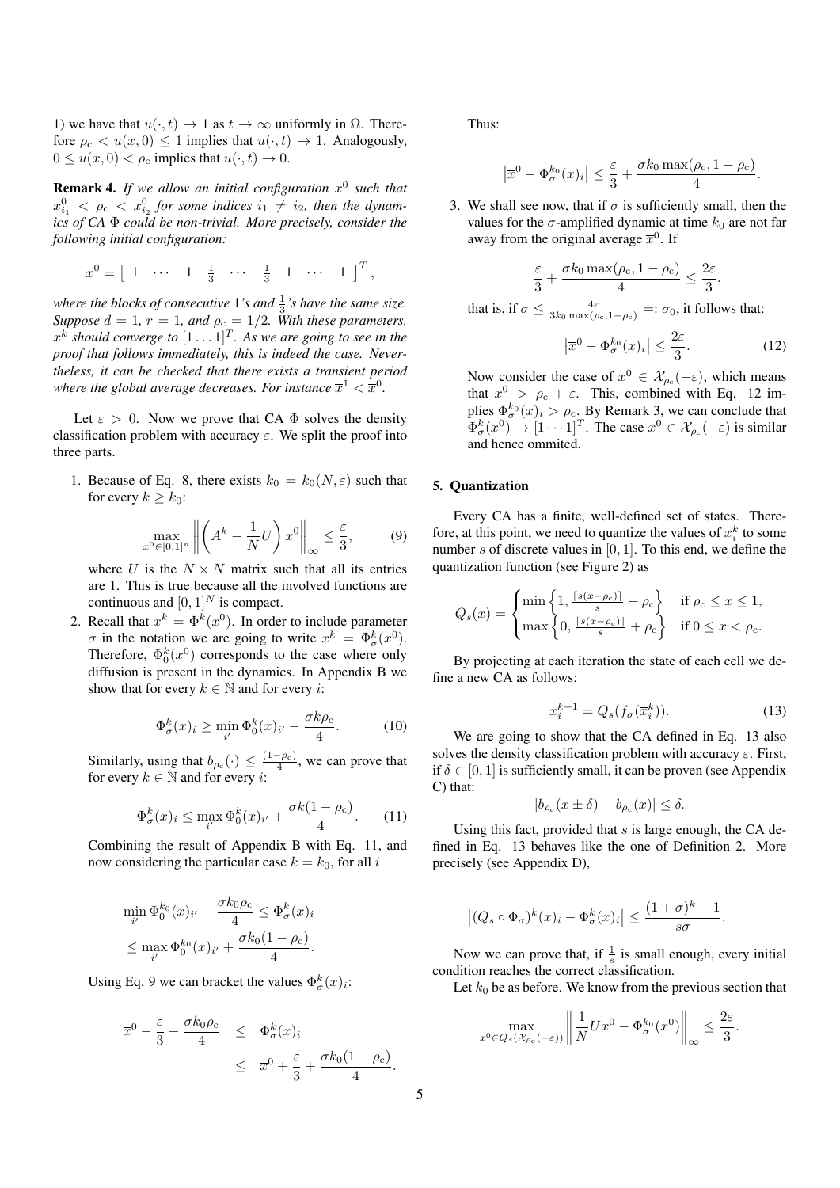1) we have that $u(\cdot, t) \to 1$ as $t \to \infty$ uniformly in $\Omega$. Therefore $\rho_c < u(x, 0) \leq 1$ implies that $u(\cdot, t) \to 1$. Analogously, $0 \leq u(x, 0) < \rho_c$ implies that $u(\cdot, t) \to 0$.

**Remark 4.** *If we allow an initial configuration $x^0$ such that $x^0_{i_1} < \rho_c < x^0_{i_2}$ for some indices $i_1 \neq i_2$, then the dynamics of CA $\Phi$ could be non-trivial. More precisely, consider the following initial configuration:*

$$x^0 = \begin{bmatrix} 1 & \cdots & 1 & \frac{1}{3} & \cdots & \frac{1}{3} & 1 & \cdots & 1 \end{bmatrix}^T,$$

*where the blocks of consecutive 1's and $\frac{1}{3}$'s have the same size. Suppose $d = 1$, $r = 1$, and $\rho_c = 1/2$. With these parameters, $x^k$ should converge to $[1 \dots 1]^T$. As we are going to see in the proof that follows immediately, this is indeed the case. Nevertheless, it can be checked that there exists a transient period where the global average decreases. For instance $\overline{x}^1 < \overline{x}^0$.*

Let $\varepsilon > 0$. Now we prove that CA $\Phi$ solves the density classification problem with accuracy $\varepsilon$. We split the proof into three parts.

1. Because of Eq. 8, there exists $k_0 = k_0(N, \varepsilon)$ such that for every $k \geq k_0$:

$$\max_{x^0 \in [0,1]^n} \left\| \left( A^k - \frac{1}{N} U \right) x^0 \right\|_\infty \leq \frac{\varepsilon}{3}, \tag{9}$$

   where $U$ is the $N \times N$ matrix such that all its entries are 1. This is true because all the involved functions are continuous and $[0, 1]^N$ is compact.

2. Recall that $x^k = \Phi^k(x^0)$. In order to include parameter $\sigma$ in the notation we are going to write $x^k = \Phi^k_\sigma(x^0)$. Therefore, $\Phi^k_0(x^0)$ corresponds to the case where only diffusion is present in the dynamics. In Appendix B we show that for every $k \in \mathbb{N}$ and for every $i$:

$$\Phi^k_\sigma(x)_i \geq \min_{i'} \Phi^k_0(x)_{i'} - \frac{\sigma k \rho_c}{4}. \tag{10}$$

   Similarly, using that $b_{\rho_c}(\cdot) \leq \frac{(1-\rho_c)}{4}$, we can prove that for every $k \in \mathbb{N}$ and for every $i$:

$$\Phi^k_\sigma(x)_i \leq \max_{i'} \Phi^k_0(x)_{i'} + \frac{\sigma k(1 - \rho_c)}{4}. \tag{11}$$

   Combining the result of Appendix B with Eq. 11, and now considering the particular case $k = k_0$, for all $i$

$$\min_{i'} \Phi^{k_0}_0(x)_{i'} - \frac{\sigma k_0 \rho_c}{4} \leq \Phi^k_\sigma(x)_i$$
$$\leq \max_{i'} \Phi^{k_0}_0(x)_{i'} + \frac{\sigma k_0(1 - \rho_c)}{4}.$$

   Using Eq. 9 we can bracket the values $\Phi^k_\sigma(x)_i$:

$$\begin{aligned} \overline{x}^0 - \frac{\varepsilon}{3} - \frac{\sigma k_0 \rho_c}{4} &\leq \Phi^k_\sigma(x)_i \\ &\leq \overline{x}^0 + \frac{\varepsilon}{3} + \frac{\sigma k_0(1 - \rho_c)}{4}. \end{aligned}$$

   Thus:

$$\left| \overline{x}^0 - \Phi^{k_0}_\sigma(x)_i \right| \leq \frac{\varepsilon}{3} + \frac{\sigma k_0 \max(\rho_c, 1 - \rho_c)}{4}.$$

3. We shall see now, that if $\sigma$ is sufficiently small, then the values for the $\sigma$-amplified dynamic at time $k_0$ are not far away from the original average $\overline{x}^0$. If

$$\frac{\varepsilon}{3} + \frac{\sigma k_0 \max(\rho_c, 1 - \rho_c)}{4} \leq \frac{2\varepsilon}{3},$$

   that is, if $\sigma \leq \frac{4\varepsilon}{3k_0 \max(\rho_c, 1-\rho_c)} =: \sigma_0$, it follows that:

$$\left| \overline{x}^0 - \Phi^{k_0}_\sigma(x)_i \right| \leq \frac{2\varepsilon}{3}. \tag{12}$$

   Now consider the case of $x^0 \in \mathcal{X}_{\rho_c}(+\varepsilon)$, which means that $\overline{x}^0 > \rho_c + \varepsilon$. This, combined with Eq. 12 implies $\Phi^{k_0}_\sigma(x)_i > \rho_c$. By Remark 3, we can conclude that $\Phi^k_\sigma(x^0) \to [1 \cdots 1]^T$. The case $x^0 \in \mathcal{X}_{\rho_c}(-\varepsilon)$ is similar and hence ommited.

## 5. Quantization

Every CA has a finite, well-defined set of states. Therefore, at this point, we need to quantize the values of $x^k_i$ to some number $s$ of discrete values in $[0, 1]$. To this end, we define the quantization function (see Figure 2) as

$$Q_s(x) = \begin{cases} \min\left\{1, \frac{\lceil s(x-\rho_c) \rceil}{s} + \rho_c\right\} & \text{if } \rho_c \leq x \leq 1, \\ \max\left\{0, \frac{\lfloor s(x-\rho_c) \rfloor}{s} + \rho_c\right\} & \text{if } 0 \leq x < \rho_c. \end{cases}$$

By projecting at each iteration the state of each cell we define a new CA as follows:

$$x^{k+1}_i = Q_s(f_\sigma(\overline{x}^k_i)). \tag{13}$$

We are going to show that the CA defined in Eq. 13 also solves the density classification problem with accuracy $\varepsilon$. First, if $\delta \in [0, 1]$ is sufficiently small, it can be proven (see Appendix C) that:

$$|b_{\rho_c}(x \pm \delta) - b_{\rho_c}(x)| \leq \delta.$$

Using this fact, provided that $s$ is large enough, the CA defined in Eq. 13 behaves like the one of Definition 2. More precisely (see Appendix D),

$$\left| (Q_s \circ \Phi_\sigma)^k(x)_i - \Phi^k_\sigma(x)_i \right| \leq \frac{(1 + \sigma)^k - 1}{s\sigma}.$$

Now we can prove that, if $\frac{1}{s}$ is small enough, every initial condition reaches the correct classification.

Let $k_0$ be as before. We know from the previous section that

$$\max_{x^0 \in Q_s(\mathcal{X}_{\rho_c}(+\varepsilon))} \left\| \frac{1}{N} U x^0 - \Phi^{k_0}_\sigma(x^0) \right\|_\infty \leq \frac{2\varepsilon}{3}.$$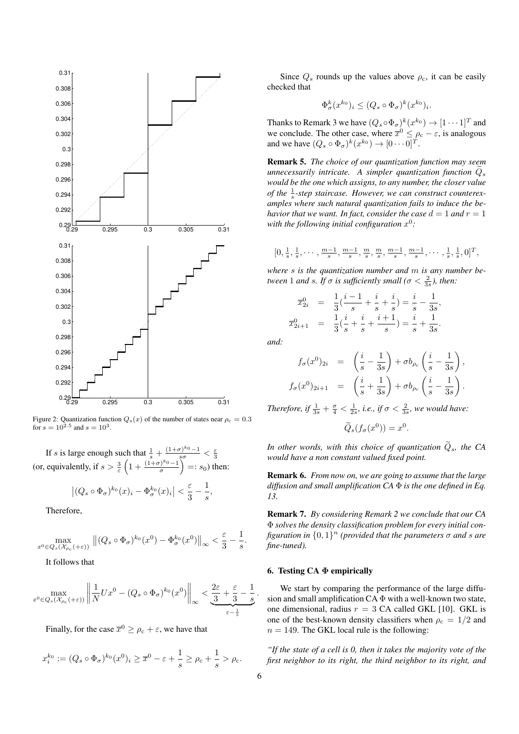Figure 2: Quantization function $Q_s(x)$ of the number of states near $\rho_c = 0.3$ for $s = 10^{2.5}$ and $s = 10^3$.

If $s$ is large enough such that $\frac{1}{s} + \frac{(1+\sigma)^{k_0}-1}{s\sigma} < \frac{\varepsilon}{3}$ (or, equivalently, if $s > \frac{3}{\varepsilon}\left(1 + \frac{(1+\sigma)^{k_0}-1}{\sigma}\right) =: s_0$) then:

$$\left|(Q_s \circ \Phi_\sigma)^{k_0}(x)_i - \Phi_\sigma^{k_0}(x)_i\right| < \frac{\varepsilon}{3} - \frac{1}{s},$$

Therefore,

$$\max_{x^0 \in Q_s(\mathcal{X}_{\rho_c}(+\varepsilon))} \left\|(Q_s \circ \Phi_\sigma)^{k_0}(x^0) - \Phi_\sigma^{k_0}(x^0)\right\|_\infty < \frac{\varepsilon}{3} - \frac{1}{s}.$$

It follows that

$$\max_{x^0 \in Q_s(\mathcal{X}_{\rho_c}(+\varepsilon))} \left\|\frac{1}{N}Ux^0 - (Q_s \circ \Phi_\sigma)^{k_0}(x^0)\right\|_\infty < \underbrace{\frac{2\varepsilon}{3} + \frac{\varepsilon}{3} - \frac{1}{s}}_{\varepsilon - \frac{1}{s}}.$$

Finally, for the case $\overline{x}^0 \geq \rho_c + \varepsilon$, we have that

$$x_i^{k_0} := (Q_s \circ \Phi_\sigma)^{k_0}(x^0)_i \geq \overline{x}^0 - \varepsilon + \frac{1}{s} \geq \rho_c + \frac{1}{s} > \rho_c.$$

Since $Q_s$ rounds up the values above $\rho_c$, it can be easily checked that

$$\Phi_\sigma^k(x^{k_0})_i \leq (Q_s \circ \Phi_\sigma)^k(x^{k_0})_i.$$

Thanks to Remark 3 we have $(Q_s \circ \Phi_\sigma)^k(x^{k_0}) \to [1 \cdots 1]^T$ and we conclude. The other case, where $\overline{x}^0 \leq \rho_c - \varepsilon$, is analogous and we have $(Q_s \circ \Phi_\sigma)^k(x^{k_0}) \to [0 \cdots 0]^T$.

**Remark 5.** *The choice of our quantization function may seem unnecessarily intricate. A simpler quantization function $\widetilde{Q}_s$ would be the one which assigns, to any number, the closer value of the $\frac{1}{s}$-step staircase. However, we can construct counterexamples where such natural quantization fails to induce the behavior that we want. In fact, consider the case $d = 1$ and $r = 1$ with the following initial configuration $x^0$:*

$$[0, \tfrac{1}{s}, \tfrac{1}{s}, \cdots, \tfrac{m-1}{s}, \tfrac{m-1}{s}, \tfrac{m}{s}, \tfrac{m}{s}, \tfrac{m-1}{s}, \tfrac{m-1}{s}, \cdots, \tfrac{1}{s}, \tfrac{1}{s}, 0]^T,$$

*where $s$ is the quantization number and $m$ is any number between 1 and $s$. If $\sigma$ is sufficiently small ($\sigma < \frac{2}{3s}$), then:*

$$\begin{aligned}
\overline{x}_{2i}^0 &= \frac{1}{3}\left(\frac{i-1}{s} + \frac{i}{s} + \frac{i}{s}\right) = \frac{i}{s} - \frac{1}{3s}, \\
\overline{x}_{2i+1}^0 &= \frac{1}{3}\left(\frac{i}{s} + \frac{i}{s} + \frac{i+1}{s}\right) = \frac{i}{s} + \frac{1}{3s}.
\end{aligned}$$

*and:*

$$\begin{aligned}
f_\sigma(x^0)_{2i} &= \left(\frac{i}{s} - \frac{1}{3s}\right) + \sigma b_{\rho_c}\left(\frac{i}{s} - \frac{1}{3s}\right), \\
f_\sigma(x^0)_{2i+1} &= \left(\frac{i}{s} + \frac{1}{3s}\right) + \sigma b_{\rho_c}\left(\frac{i}{s} - \frac{1}{3s}\right).
\end{aligned}$$

*Therefore, if $\frac{1}{3s} + \frac{\sigma}{4} < \frac{1}{2s}$, i.e., if $\sigma < \frac{2}{3s}$, we would have:*

$$\widetilde{Q}_s(f_\sigma(x^0)) = x^0.$$

*In other words, with this choice of quantization $\widetilde{Q}_s$, the CA would have a non constant valued fixed point.*

**Remark 6.** *From now on, we are going to assume that the large diffusion and small amplification CA $\Phi$ is the one defined in Eq. 13.*

**Remark 7.** *By considering Remark 2 we conclude that our CA $\Phi$ solves the density classification problem for every initial configuration in $\{0, 1\}^n$ (provided that the parameters $\sigma$ and $s$ are fine-tuned).*

## 6. Testing CA Φ empirically

We start by comparing the performance of the large diffusion and small amplification CA $\Phi$ with a well-known two state, one dimensional, radius $r = 3$ CA called GKL [10]. GKL is one of the best-known density classifiers when $\rho_c = 1/2$ and $n = 149$. The GKL local rule is the following:

*"If the state of a cell is 0, then it takes the majority vote of the first neighbor to its right, the third neighbor to its right, and*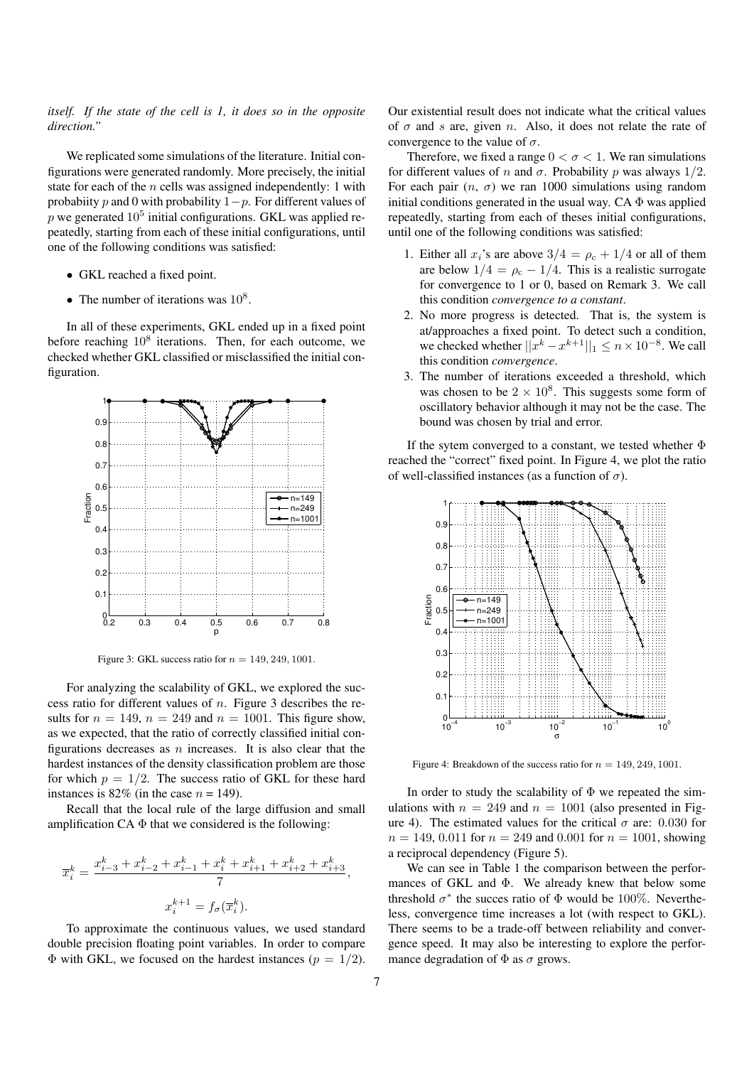*itself. If the state of the cell is 1, it does so in the opposite direction."*

We replicated some simulations of the literature. Initial configurations were generated randomly. More precisely, the initial state for each of the $n$ cells was assigned independently: 1 with probabiity $p$ and 0 with probability $1-p$. For different values of $p$ we generated $10^5$ initial configurations. GKL was applied repeatedly, starting from each of these initial configurations, until one of the following conditions was satisfied:

- GKL reached a fixed point.
- The number of iterations was $10^8$.

In all of these experiments, GKL ended up in a fixed point before reaching $10^8$ iterations. Then, for each outcome, we checked whether GKL classified or misclassified the initial configuration.

Figure 3: GKL success ratio for $n = 149, 249, 1001$.

For analyzing the scalability of GKL, we explored the success ratio for different values of $n$. Figure 3 describes the results for $n = 149$, $n = 249$ and $n = 1001$. This figure show, as we expected, that the ratio of correctly classified initial configurations decreases as $n$ increases. It is also clear that the hardest instances of the density classification problem are those for which $p = 1/2$. The success ratio of GKL for these hard instances is 82% (in the case $n$ = 149).

Recall that the local rule of the large diffusion and small amplification CA $\Phi$ that we considered is the following:

$$\overline{x}_i^k = \frac{x_{i-3}^k + x_{i-2}^k + x_{i-1}^k + x_i^k + x_{i+1}^k + x_{i+2}^k + x_{i+3}^k}{7},$$

$$x_i^{k+1} = f_\sigma(\overline{x}_i^k).$$

To approximate the continuous values, we used standard double precision floating point variables. In order to compare $\Phi$ with GKL, we focused on the hardest instances ($p = 1/2$). Our existential result does not indicate what the critical values of $\sigma$ and $s$ are, given $n$. Also, it does not relate the rate of convergence to the value of $\sigma$.

Therefore, we fixed a range $0 < \sigma < 1$. We ran simulations for different values of $n$ and $\sigma$. Probability $p$ was always $1/2$. For each pair ($n$, $\sigma$) we ran 1000 simulations using random initial conditions generated in the usual way. CA $\Phi$ was applied repeatedly, starting from each of theses initial configurations, until one of the following conditions was satisfied:

1. Either all $x_i$'s are above $3/4 = \rho_c + 1/4$ or all of them are below $1/4 = \rho_c - 1/4$. This is a realistic surrogate for convergence to 1 or 0, based on Remark 3. We call this condition *convergence to a constant*.
2. No more progress is detected. That is, the system is at/approaches a fixed point. To detect such a condition, we checked whether $||x^k - x^{k+1}||_1 \leq n \times 10^{-8}$. We call this condition *convergence*.
3. The number of iterations exceeded a threshold, which was chosen to be $2 \times 10^8$. This suggests some form of oscillatory behavior although it may not be the case. The bound was chosen by trial and error.

If the sytem converged to a constant, we tested whether $\Phi$ reached the "correct" fixed point. In Figure 4, we plot the ratio of well-classified instances (as a function of $\sigma$).

Figure 4: Breakdown of the success ratio for $n = 149, 249, 1001$.

In order to study the scalability of $\Phi$ we repeated the simulations with $n = 249$ and $n = 1001$ (also presented in Figure 4). The estimated values for the critical $\sigma$ are: 0.030 for $n = 149$, 0.011 for $n = 249$ and 0.001 for $n = 1001$, showing a reciprocal dependency (Figure 5).

We can see in Table 1 the comparison between the performances of GKL and $\Phi$. We already knew that below some threshold $\sigma^*$ the succes ratio of $\Phi$ would be 100%. Nevertheless, convergence time increases a lot (with respect to GKL). There seems to be a trade-off between reliability and convergence speed. It may also be interesting to explore the performance degradation of $\Phi$ as $\sigma$ grows.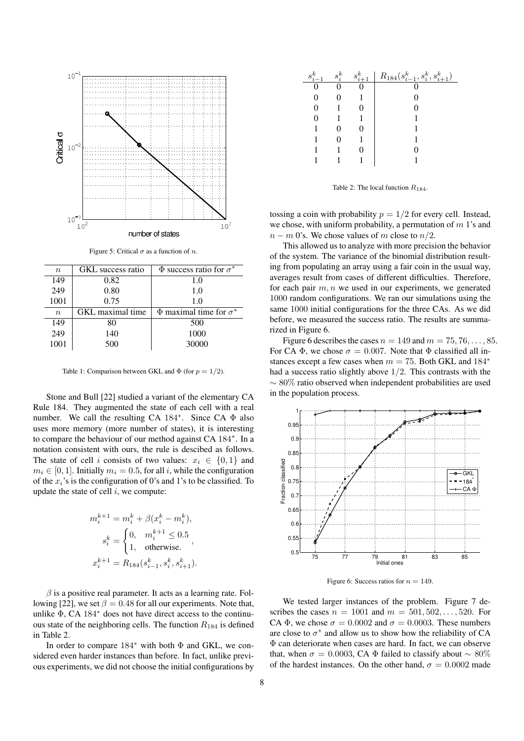Figure 5: Critical $\sigma$ as a function of $n$.

| $n$ | GKL success ratio | $\Phi$ success ratio for $\sigma^*$ |
|---|---|---|
| 149 | 0.82 | 1.0 |
| 249 | 0.80 | 1.0 |
| 1001 | 0.75 | 1.0 |
| $n$ | GKL maximal time | $\Phi$ maximal time for $\sigma^*$ |
| 149 | 80 | 500 |
| 249 | 140 | 1000 |
| 1001 | 500 | 30000 |

Table 1: Comparison between GKL and $\Phi$ (for $p = 1/2$).

Stone and Bull [22] studied a variant of the elementary CA Rule 184. They augmented the state of each cell with a real number. We call the resulting CA $184^*$. Since CA $\Phi$ also uses more memory (more number of states), it is interesting to compare the behaviour of our method against CA $184^*$. In a notation consistent with ours, the rule is descibed as follows. The state of cell $i$ consists of two values: $x_i \in \{0, 1\}$ and $m_i \in [0, 1]$. Initially $m_i = 0.5$, for all $i$, while the configuration of the $x_i$'s is the configuration of 0's and 1's to be classified. To update the state of cell $i$, we compute:

$$m_i^{k+1} = m_i^k + \beta(x_i^k - m_i^k),$$

$$s_i^k = \begin{cases} 0, & m_i^{k+1} \leq 0.5 \\ 1, & \text{otherwise.} \end{cases},$$

$$x_i^{k+1} = R_{184}(s_{i-1}^k, s_i^k, s_{i+1}^k).$$

$\beta$ is a positive real parameter. It acts as a learning rate. Following [22], we set $\beta = 0.48$ for all our experiments. Note that, unlike $\Phi$, CA $184^*$ does not have direct access to the continuous state of the neighboring cells. The function $R_{184}$ is defined in Table 2.

In order to compare $184^*$ with both $\Phi$ and GKL, we considered even harder instances than before. In fact, unlike previous experiments, we did not choose the initial configurations by tossing a coin with probability $p = 1/2$ for every cell. Instead, we chose, with uniform probability, a permutation of $m$ 1's and $n - m$ 0's. We chose values of $m$ close to $n/2$.

| $s_{i-1}^k$ | $s_i^k$ | $s_{i+1}^k$ | $R_{184}(s_{i-1}^k, s_i^k, s_{i+1}^k)$ |
|---|---|---|---|
| 0 | 0 | 0 | 0 |
| 0 | 0 | 1 | 0 |
| 0 | 1 | 0 | 0 |
| 0 | 1 | 1 | 1 |
| 1 | 0 | 0 | 1 |
| 1 | 0 | 1 | 1 |
| 1 | 1 | 0 | 0 |
| 1 | 1 | 1 | 1 |

Table 2: The local function $R_{184}$.

This allowed us to analyze with more precision the behavior of the system. The variance of the binomial distribution resulting from populating an array using a fair coin in the usual way, averages result from cases of different difficulties. Therefore, for each pair $m, n$ we used in our experiments, we generated 1000 random configurations. We ran our simulations using the same 1000 initial configurations for the three CAs. As we did before, we measured the success ratio. The results are summarized in Figure 6.

Figure 6 describes the cases $n = 149$ and $m = 75, 76, \ldots, 85$. For CA $\Phi$, we chose $\sigma = 0.007$. Note that $\Phi$ classified all instances except a few cases when $m = 75$. Both GKL and $184^*$ had a success ratio slightly above $1/2$. This contrasts with the $\sim 80\%$ ratio observed when independent probabilities are used in the population process.

Figure 6: Success ratios for $n = 149$.

We tested larger instances of the problem. Figure 7 describes the cases $n = 1001$ and $m = 501, 502, \ldots, 520$. For CA $\Phi$, we chose $\sigma = 0.0002$ and $\sigma = 0.0003$. These numbers are close to $\sigma^*$ and allow us to show how the reliability of CA $\Phi$ can deteriorate when cases are hard. In fact, we can observe that, when $\sigma = 0.0003$, CA $\Phi$ failed to classify about $\sim 80\%$ of the hardest instances. On the other hand, $\sigma = 0.0002$ made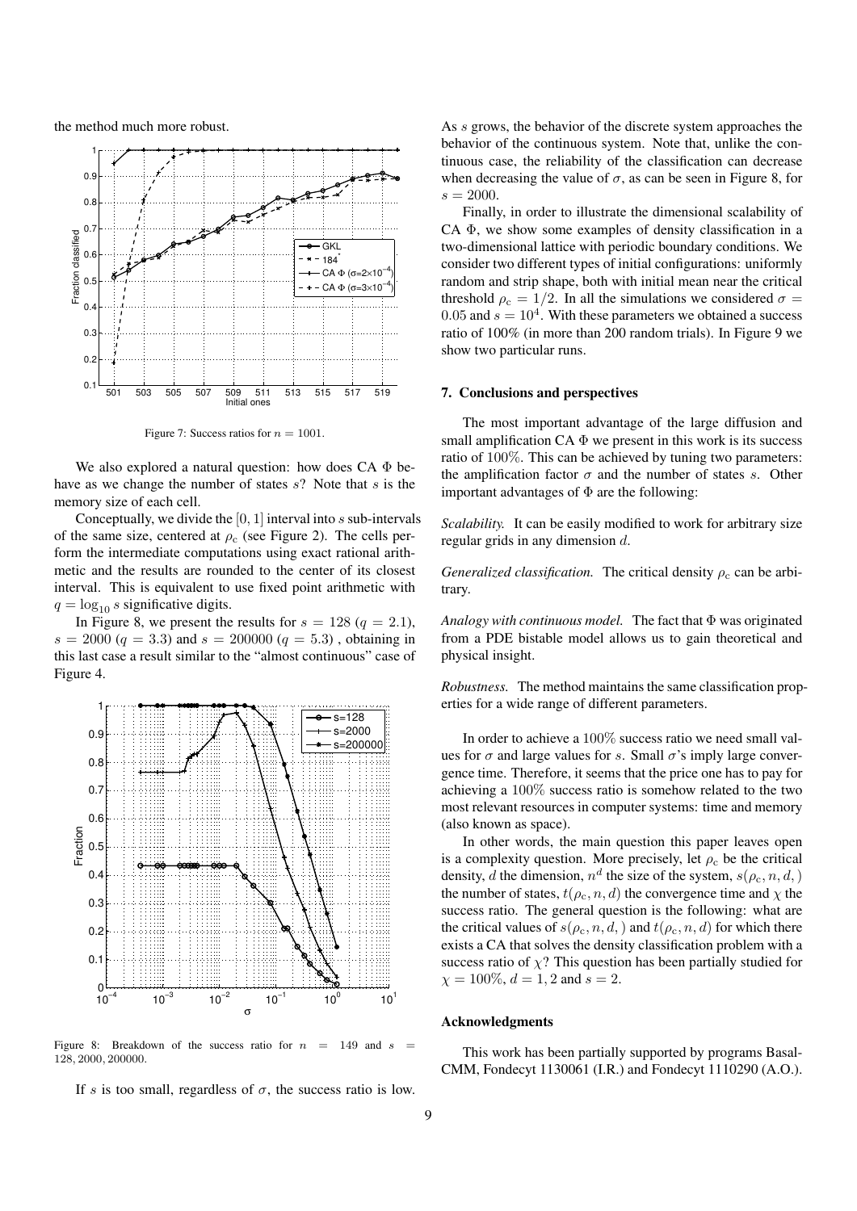the method much more robust.

Figure 7: Success ratios for $n = 1001$.

We also explored a natural question: how does CA $\Phi$ behave as we change the number of states $s$? Note that $s$ is the memory size of each cell.

Conceptually, we divide the $[0, 1]$ interval into $s$ sub-intervals of the same size, centered at $\rho_c$ (see Figure 2). The cells perform the intermediate computations using exact rational arithmetic and the results are rounded to the center of its closest interval. This is equivalent to use fixed point arithmetic with $q = \log_{10} s$ significative digits.

In Figure 8, we present the results for $s = 128$ ($q = 2.1$), $s = 2000$ ($q = 3.3$) and $s = 200000$ ($q = 5.3$) , obtaining in this last case a result similar to the "almost continuous" case of Figure 4.

Figure 8: Breakdown of the success ratio for $n = 149$ and $s = 128, 2000, 200000$.

If $s$ is too small, regardless of $\sigma$, the success ratio is low. As $s$ grows, the behavior of the discrete system approaches the behavior of the continuous system. Note that, unlike the continuous case, the reliability of the classification can decrease when decreasing the value of $\sigma$, as can be seen in Figure 8, for $s = 2000$.

Finally, in order to illustrate the dimensional scalability of CA $\Phi$, we show some examples of density classification in a two-dimensional lattice with periodic boundary conditions. We consider two different types of initial configurations: uniformly random and strip shape, both with initial mean near the critical threshold $\rho_c = 1/2$. In all the simulations we considered $\sigma = 0.05$ and $s = 10^4$. With these parameters we obtained a success ratio of 100% (in more than 200 random trials). In Figure 9 we show two particular runs.

## 7. Conclusions and perspectives

The most important advantage of the large diffusion and small amplification CA $\Phi$ we present in this work is its success ratio of $100\%$. This can be achieved by tuning two parameters: the amplification factor $\sigma$ and the number of states $s$. Other important advantages of $\Phi$ are the following:

*Scalability.* It can be easily modified to work for arbitrary size regular grids in any dimension $d$.

*Generalized classification.* The critical density $\rho_c$ can be arbitrary.

*Analogy with continuous model.* The fact that $\Phi$ was originated from a PDE bistable model allows us to gain theoretical and physical insight.

*Robustness.* The method maintains the same classification properties for a wide range of different parameters.

In order to achieve a $100\%$ success ratio we need small values for $\sigma$ and large values for $s$. Small $\sigma$'s imply large convergence time. Therefore, it seems that the price one has to pay for achieving a $100\%$ success ratio is somehow related to the two most relevant resources in computer systems: time and memory (also known as space).

In other words, the main question this paper leaves open is a complexity question. More precisely, let $\rho_c$ be the critical density, $d$ the dimension, $n^d$ the size of the system, $s(\rho_c, n, d, )$ the number of states, $t(\rho_c, n, d)$ the convergence time and $\chi$ the success ratio. The general question is the following: what are the critical values of $s(\rho_c, n, d, )$ and $t(\rho_c, n, d)$ for which there exists a CA that solves the density classification problem with a success ratio of $\chi$? This question has been partially studied for $\chi = 100\%$, $d = 1, 2$ and $s = 2$.

## Acknowledgments

This work has been partially supported by programs Basal-CMM, Fondecyt 1130061 (I.R.) and Fondecyt 1110290 (A.O.).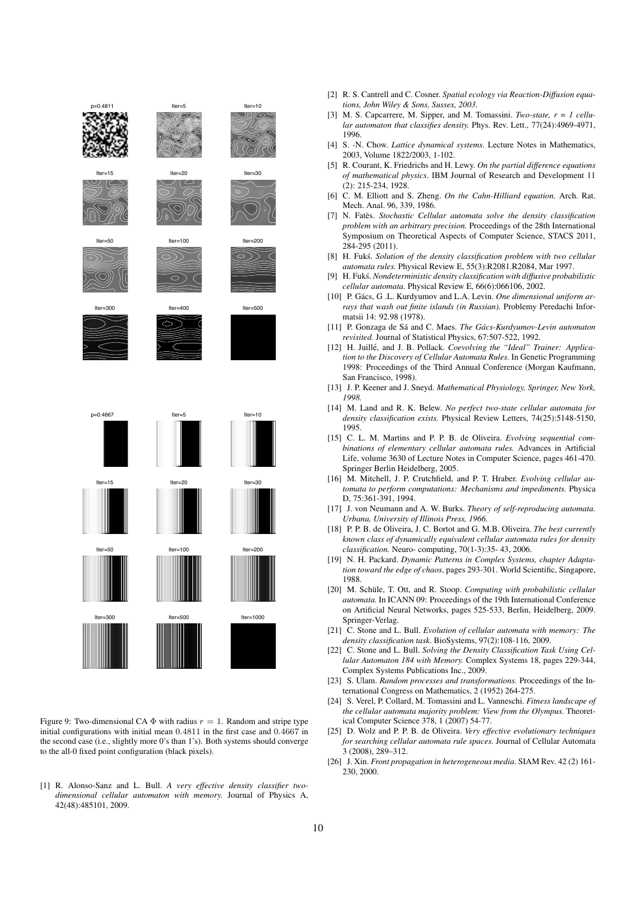Figure 9: Two-dimensional CA $\Phi$ with radius $r = 1$. Random and stripe type initial configurations with initial mean 0.4811 in the first case and 0.4667 in the second case (i.e., slightly more 0's than 1's). Both systems should converge to the all-0 fixed point configuration (black pixels).

[1] R. Alonso-Sanz and L. Bull. *A very effective density classifier two-dimensional cellular automaton with memory.* Journal of Physics A, 42(48):485101, 2009.

[2] R. S. Cantrell and C. Cosner. *Spatial ecology via Reaction-Diffusion equations, John Wiley & Sons, Sussex, 2003.*

[3] M. S. Capcarrere, M. Sipper, and M. Tomassini. *Two-state, r = 1 cellular automaton that classifies density.* Phys. Rev. Lett., 77(24):4969-4971, 1996.

[4] S. -N. Chow. *Lattice dynamical systems.* Lecture Notes in Mathematics, 2003, Volume 1822/2003, 1-102.

[5] R. Courant, K. Friedrichs and H. Lewy. *On the partial difference equations of mathematical physics*. IBM Journal of Research and Development 11 (2): 215-234, 1928.

[6] C. M. Elliott and S. Zheng. *On the Cahn-Hilliard equation.* Arch. Rat. Mech. Anal. 96, 339, 1986.

[7] N. Fatès. *Stochastic Cellular automata solve the density classification problem with an arbitrary precision.* Proceedings of the 28th International Symposium on Theoretical Aspects of Computer Science, STACS 2011, 284-295 (2011).

[8] H. Fukś. *Solution of the density classification problem with two cellular automata rules.* Physical Review E, 55(3):R2081.R2084, Mar 1997.

[9] H. Fukś. *Nondeterministic density classification with diffusive probabilistic cellular automata.* Physical Review E, 66(6):066106, 2002.

[10] P. Gács, G .L. Kurdyumov and L.A. Levin. *One dimensional uniform arrays that wash out finite islands (in Russian).* Problemy Peredachi Informatsii 14: 92.98 (1978).

[11] P. Gonzaga de Sá and C. Maes. *The Gács-Kurdyumov-Levin automaton revisited.* Journal of Statistical Physics, 67:507-522, 1992.

[12] H. Juillé, and J. B. Pollack. *Coevolving the "Ideal" Trainer: Application to the Discovery of Cellular Automata Rules.* In Genetic Programming 1998: Proceedings of the Third Annual Conference (Morgan Kaufmann, San Francisco, 1998).

[13] J. P. Keener and J. Sneyd. *Mathematical Physiology, Springer, New York, 1998.*

[14] M. Land and R. K. Belew. *No perfect two-state cellular automata for density classification exists.* Physical Review Letters, 74(25):5148-5150, 1995.

[15] C. L. M. Martins and P. P. B. de Oliveira. *Evolving sequential combinations of elementary cellular automata rules.* Advances in Artificial Life, volume 3630 of Lecture Notes in Computer Science, pages 461-470. Springer Berlin Heidelberg, 2005.

[16] M. Mitchell, J. P. Crutchfield, and P. T. Hraber. *Evolving cellular automata to perform computations: Mechanisms and impediments.* Physica D, 75:361-391, 1994.

[17] J. von Neumann and A. W. Burks. *Theory of self-reproducing automata. Urbana, University of Illinois Press, 1966.*

[18] P. P. B. de Oliveira, J. C. Bortot and G. M.B. Oliveira. *The best currently known class of dynamically equivalent cellular automata rules for density classification.* Neuro- computing, 70(1-3):35- 43, 2006.

[19] N. H. Packard. *Dynamic Patterns in Complex Systems, chapter Adaptation toward the edge of chaos*, pages 293-301. World Scientific, Singapore, 1988.

[20] M. Schüle, T. Ott, and R. Stoop. *Computing with probabilistic cellular automata.* In ICANN 09: Proceedings of the 19th International Conference on Artificial Neural Networks, pages 525-533, Berlin, Heidelberg, 2009. Springer-Verlag.

[21] C. Stone and L. Bull. *Evolution of cellular automata with memory: The density classification task.* BioSystems, 97(2):108-116, 2009.

[22] C. Stone and L. Bull. *Solving the Density Classification Task Using Cellular Automaton 184 with Memory.* Complex Systems 18, pages 229-344, Complex Systems Publications Inc., 2009.

[23] S. Ulam. *Random processes and transformations.* Proceedings of the International Congress on Mathematics, 2 (1952) 264-275.

[24] S. Verel, P. Collard, M. Tomassini and L. Vanneschi. *Fitness landscape of the cellular automata majority problem: View from the Olympus.* Theoretical Computer Science 378, 1 (2007) 54-77.

[25] D. Wolz and P. P. B. de Oliveira. *Very effective evolutionary techniques for searching cellular automata rule spaces.* Journal of Cellular Automata 3 (2008), 289–312.

[26] J. Xin. *Front propagation in heterogeneous media*. SIAM Rev. 42 (2) 161-230, 2000.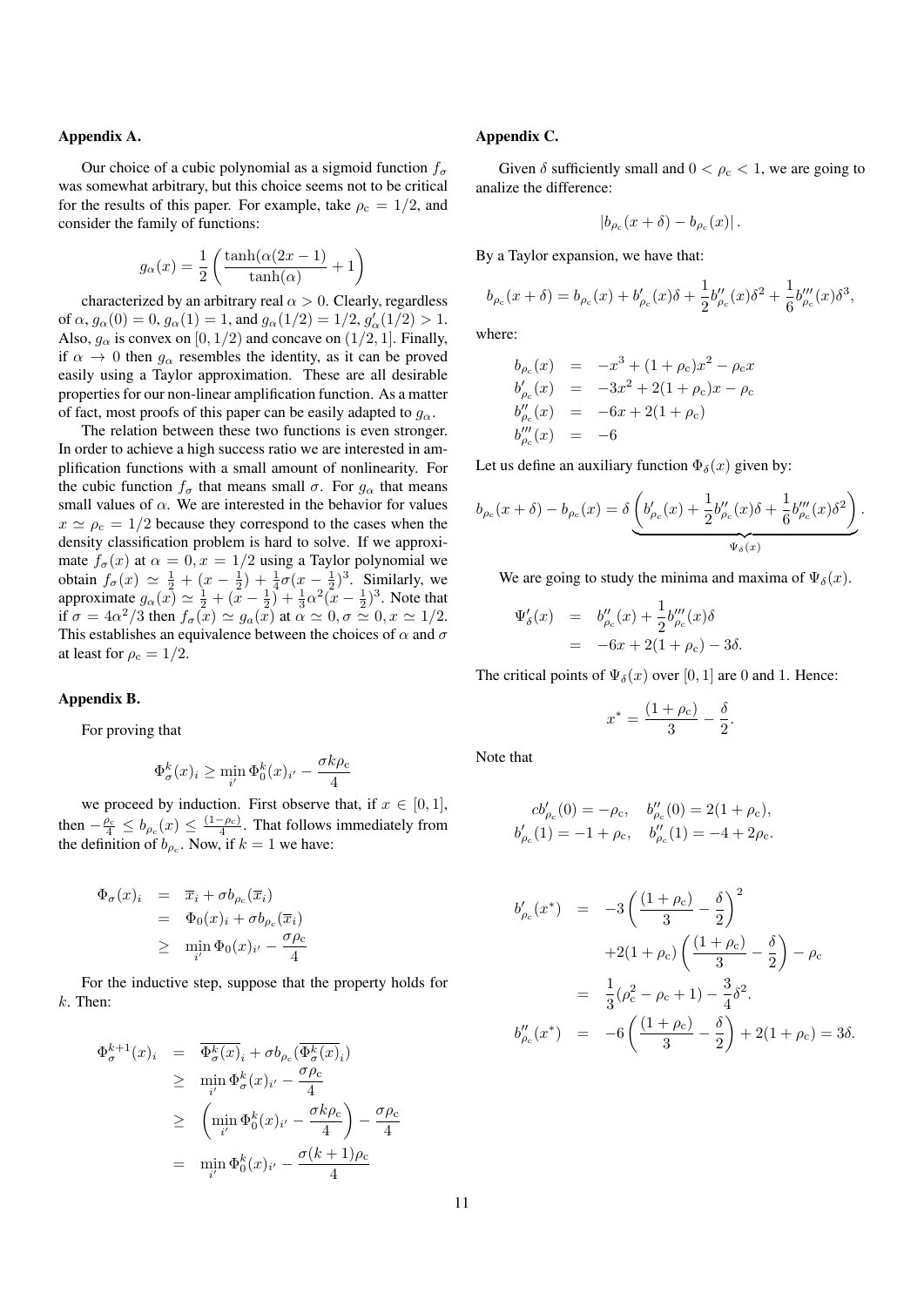### Appendix A.

Our choice of a cubic polynomial as a sigmoid function $f_\sigma$ was somewhat arbitrary, but this choice seems not to be critical for the results of this paper. For example, take $\rho_c = 1/2$, and consider the family of functions:

$$g_\alpha(x) = \frac{1}{2}\left(\frac{\tanh(\alpha(2x-1))}{\tanh(\alpha)} + 1\right)$$

characterized by an arbitrary real $\alpha > 0$. Clearly, regardless of $\alpha$, $g_\alpha(0) = 0$, $g_\alpha(1) = 1$, and $g_\alpha(1/2) = 1/2$, $g'_\alpha(1/2) > 1$. Also, $g_\alpha$ is convex on $[0, 1/2)$ and concave on $(1/2, 1]$. Finally, if $\alpha \to 0$ then $g_\alpha$ resembles the identity, as it can be proved easily using a Taylor approximation. These are all desirable properties for our non-linear amplification function. As a matter of fact, most proofs of this paper can be easily adapted to $g_\alpha$.

The relation between these two functions is even stronger. In order to achieve a high success ratio we are interested in amplification functions with a small amount of nonlinearity. For the cubic function $f_\sigma$ that means small $\sigma$. For $g_\alpha$ that means small values of $\alpha$. We are interested in the behavior for values $x \simeq \rho_c = 1/2$ because they correspond to the cases when the density classification problem is hard to solve. If we approximate $f_\sigma(x)$ at $\alpha = 0, x = 1/2$ using a Taylor polynomial we obtain $f_\sigma(x) \simeq \frac{1}{2} + (x - \frac{1}{2}) + \frac{1}{4}\sigma(x - \frac{1}{2})^3$. Similarly, we approximate $g_\alpha(x) \simeq \frac{1}{2} + (x - \frac{1}{2}) + \frac{1}{3}\alpha^2(x - \frac{1}{2})^3$. Note that if $\sigma = 4\alpha^2/3$ then $f_\sigma(x) \simeq g_a(x)$ at $\alpha \simeq 0, \sigma \simeq 0, x \simeq 1/2$. This establishes an equivalence between the choices of $\alpha$ and $\sigma$ at least for $\rho_c = 1/2$.

### Appendix B.

For proving that

$$\Phi^k_\sigma(x)_i \geq \min_{i'} \Phi^k_0(x)_{i'} - \frac{\sigma k \rho_c}{4}$$

we proceed by induction. First observe that, if $x \in [0, 1]$, then $-\frac{\rho_c}{4} \leq b_{\rho_c}(x) \leq \frac{(1-\rho_c)}{4}$. That follows immediately from the definition of $b_{\rho_c}$. Now, if $k = 1$ we have:

$$\begin{aligned}
\Phi_\sigma(x)_i &= \overline{x}_i + \sigma b_{\rho_c}(\overline{x}_i) \\
&= \Phi_0(x)_i + \sigma b_{\rho_c}(\overline{x}_i) \\
&\geq \min_{i'} \Phi_0(x)_{i'} - \frac{\sigma \rho_c}{4}
\end{aligned}$$

For the inductive step, suppose that the property holds for $k$. Then:

$$\begin{aligned}
\Phi^{k+1}_\sigma(x)_i &= \overline{\Phi^k_\sigma(x)}_i + \sigma b_{\rho_c}(\overline{\Phi^k_\sigma(x)}_i) \\
&\geq \min_{i'} \Phi^k_\sigma(x)_{i'} - \frac{\sigma \rho_c}{4} \\
&\geq \left(\min_{i'} \Phi^k_0(x)_{i'} - \frac{\sigma k \rho_c}{4}\right) - \frac{\sigma \rho_c}{4} \\
&= \min_{i'} \Phi^k_0(x)_{i'} - \frac{\sigma (k+1) \rho_c}{4}
\end{aligned}$$

### Appendix C.

Given $\delta$ sufficiently small and $0 < \rho_c < 1$, we are going to analize the difference:

$$|b_{\rho_c}(x + \delta) - b_{\rho_c}(x)|.$$

By a Taylor expansion, we have that:

$$b_{\rho_c}(x + \delta) = b_{\rho_c}(x) + b'_{\rho_c}(x)\delta + \frac{1}{2}b''_{\rho_c}(x)\delta^2 + \frac{1}{6}b'''_{\rho_c}(x)\delta^3,$$

where:

$$\begin{aligned}
b_{\rho_c}(x) &= -x^3 + (1 + \rho_c)x^2 - \rho_c x \\
b'_{\rho_c}(x) &= -3x^2 + 2(1 + \rho_c)x - \rho_c \\
b''_{\rho_c}(x) &= -6x + 2(1 + \rho_c) \\
b'''_{\rho_c}(x) &= -6
\end{aligned}$$

Let us define an auxiliary function $\Phi_\delta(x)$ given by:

$$b_{\rho_c}(x + \delta) - b_{\rho_c}(x) = \delta \underbrace{\left(b'_{\rho_c}(x) + \frac{1}{2}b''_{\rho_c}(x)\delta + \frac{1}{6}b'''_{\rho_c}(x)\delta^2\right)}_{\Psi_\delta(x)}.$$

We are going to study the minima and maxima of $\Psi_\delta(x)$.

$$\begin{aligned}
\Psi'_\delta(x) &= b''_{\rho_c}(x) + \frac{1}{2}b'''_{\rho_c}(x)\delta \\
&= -6x + 2(1 + \rho_c) - 3\delta.
\end{aligned}$$

The critical points of $\Psi_\delta(x)$ over $[0, 1]$ are 0 and 1. Hence:

$$x^* = \frac{(1 + \rho_c)}{3} - \frac{\delta}{2}.$$

Note that

$$\begin{aligned}
cb'_{\rho_c}(0) = -\rho_c, &\quad b''_{\rho_c}(0) = 2(1 + \rho_c), \\
b'_{\rho_c}(1) = -1 + \rho_c, &\quad b''_{\rho_c}(1) = -4 + 2\rho_c.
\end{aligned}$$

$$\begin{aligned}
b'_{\rho_c}(x^*) &= -3\left(\frac{(1 + \rho_c)}{3} - \frac{\delta}{2}\right)^2 \\
&\quad + 2(1 + \rho_c)\left(\frac{(1 + \rho_c)}{3} - \frac{\delta}{2}\right) - \rho_c \\
&= \frac{1}{3}(\rho_c^2 - \rho_c + 1) - \frac{3}{4}\delta^2. \\
b''_{\rho_c}(x^*) &= -6\left(\frac{(1 + \rho_c)}{3} - \frac{\delta}{2}\right) + 2(1 + \rho_c) = 3\delta.
\end{aligned}$$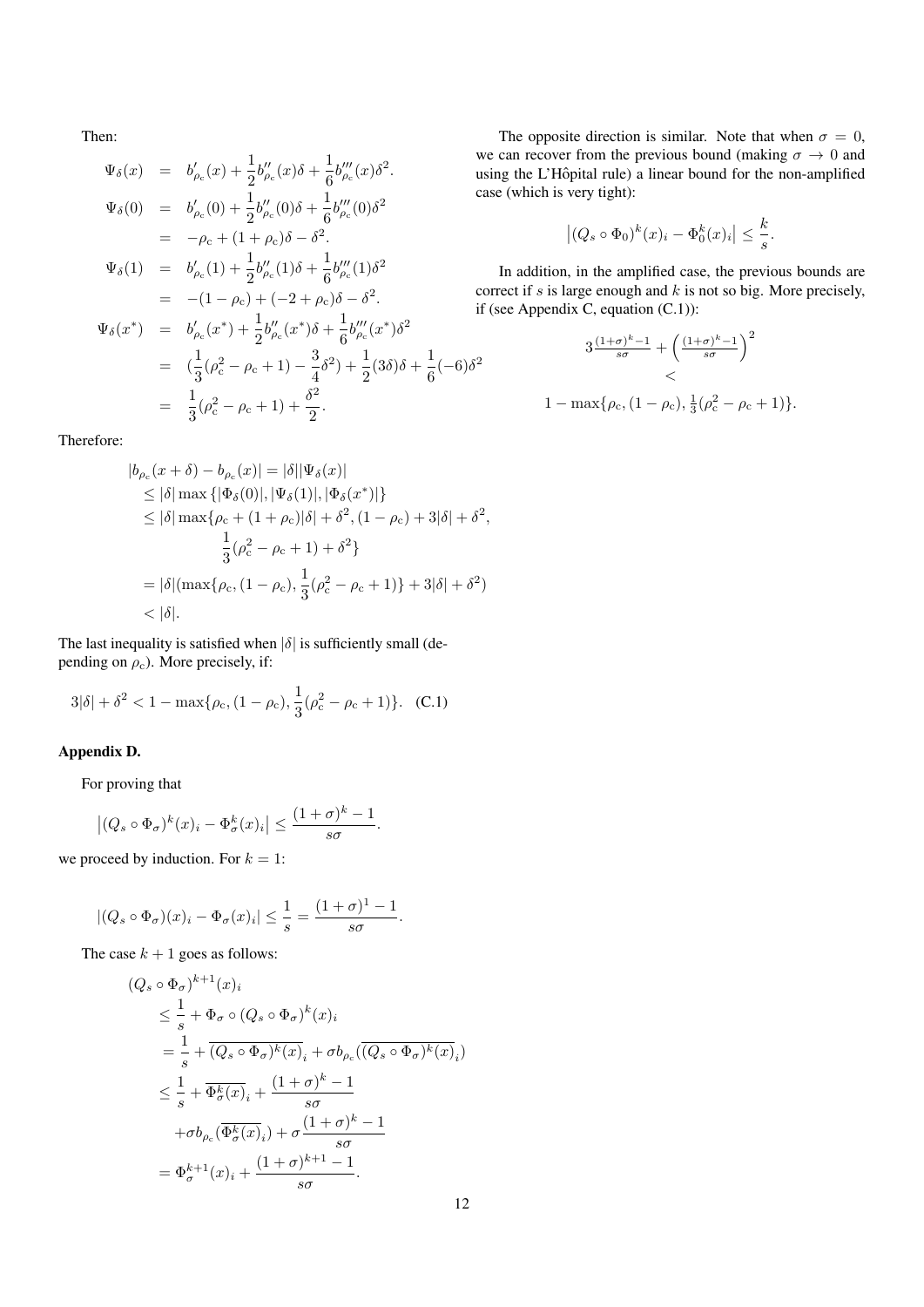Then:

$$
\begin{aligned}
\Psi_\delta(x) &= b'_{\rho_c}(x) + \frac{1}{2}b''_{\rho_c}(x)\delta + \frac{1}{6}b'''_{\rho_c}(x)\delta^2. \\
\Psi_\delta(0) &= b'_{\rho_c}(0) + \frac{1}{2}b''_{\rho_c}(0)\delta + \frac{1}{6}b'''_{\rho_c}(0)\delta^2 \\
&= -\rho_c + (1+\rho_c)\delta - \delta^2. \\
\Psi_\delta(1) &= b'_{\rho_c}(1) + \frac{1}{2}b''_{\rho_c}(1)\delta + \frac{1}{6}b'''_{\rho_c}(1)\delta^2 \\
&= -(1-\rho_c) + (-2+\rho_c)\delta - \delta^2. \\
\Psi_\delta(x^*) &= b'_{\rho_c}(x^*) + \frac{1}{2}b''_{\rho_c}(x^*)\delta + \frac{1}{6}b'''_{\rho_c}(x^*)\delta^2 \\
&= (\frac{1}{3}(\rho_c^2 - \rho_c + 1) - \frac{3}{4}\delta^2) + \frac{1}{2}(3\delta)\delta + \frac{1}{6}(-6)\delta^2 \\
&= \frac{1}{3}(\rho_c^2 - \rho_c + 1) + \frac{\delta^2}{2}.
\end{aligned}
$$

Therefore:

$$
\begin{aligned}
&|b_{\rho_c}(x+\delta) - b_{\rho_c}(x)| = |\delta||\Psi_\delta(x)| \\
&\leq |\delta| \max\{|\Phi_\delta(0)|, |\Psi_\delta(1)|, |\Phi_\delta(x^*)|\} \\
&\leq |\delta| \max\{\rho_c + (1+\rho_c)|\delta| + \delta^2, (1-\rho_c) + 3|\delta| + \delta^2, \\
&\qquad \frac{1}{3}(\rho_c^2 - \rho_c + 1) + \delta^2\} \\
&= |\delta|(\max\{\rho_c, (1-\rho_c), \frac{1}{3}(\rho_c^2 - \rho_c + 1)\} + 3|\delta| + \delta^2) \\
&< |\delta|.
\end{aligned}
$$

The last inequality is satisfied when $|\delta|$ is sufficiently small (depending on $\rho_c$). More precisely, if:

$$
3|\delta| + \delta^2 < 1 - \max\{\rho_c, (1-\rho_c), \frac{1}{3}(\rho_c^2 - \rho_c + 1)\}. \quad \text{(C.1)}
$$

## Appendix D.

For proving that

$$
\left|(Q_s \circ \Phi_\sigma)^k(x)_i - \Phi_\sigma^k(x)_i\right| \leq \frac{(1+\sigma)^k - 1}{s\sigma}.
$$

we proceed by induction. For $k = 1$:

$$
|(Q_s \circ \Phi_\sigma)(x)_i - \Phi_\sigma(x)_i| \leq \frac{1}{s} = \frac{(1+\sigma)^1 - 1}{s\sigma}.
$$

The case $k+1$ goes as follows:

$$
\begin{aligned}
&(Q_s \circ \Phi_\sigma)^{k+1}(x)_i \\
&\quad \leq \frac{1}{s} + \Phi_\sigma \circ (Q_s \circ \Phi_\sigma)^k(x)_i \\
&\quad = \frac{1}{s} + \overline{(Q_s \circ \Phi_\sigma)^k(x)}_i + \sigma b_{\rho_c}(\overline{(Q_s \circ \Phi_\sigma)^k(x)}_i) \\
&\quad \leq \frac{1}{s} + \overline{\Phi_\sigma^k(x)}_i + \frac{(1+\sigma)^k - 1}{s\sigma} \\
&\qquad + \sigma b_{\rho_c}(\overline{\Phi_\sigma^k(x)}_i) + \sigma\frac{(1+\sigma)^k - 1}{s\sigma} \\
&\quad = \Phi_\sigma^{k+1}(x)_i + \frac{(1+\sigma)^{k+1} - 1}{s\sigma}.
\end{aligned}
$$

The opposite direction is similar. Note that when $\sigma = 0$, we can recover from the previous bound (making $\sigma \to 0$ and using the L'Hôpital rule) a linear bound for the non-amplified case (which is very tight):

$$
\left|(Q_s \circ \Phi_0)^k(x)_i - \Phi_0^k(x)_i\right| \leq \frac{k}{s}.
$$

In addition, in the amplified case, the previous bounds are correct if $s$ is large enough and $k$ is not so big. More precisely, if (see Appendix C, equation (C.1)):

$$
\begin{gathered}
3\frac{(1+\sigma)^k - 1}{s\sigma} + \left(\frac{(1+\sigma)^k - 1}{s\sigma}\right)^2 \\
< \\
1 - \max\{\rho_c, (1-\rho_c), \tfrac{1}{3}(\rho_c^2 - \rho_c + 1)\}.
\end{gathered}
$$